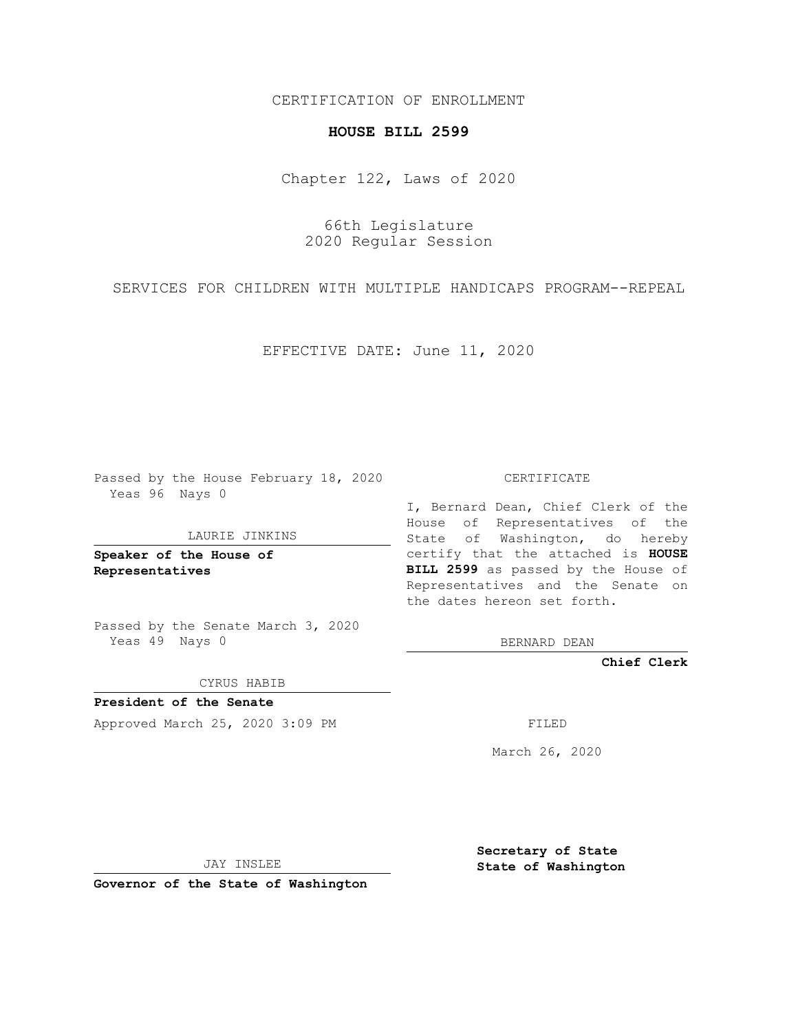CERTIFICATION OF ENROLLMENT

# HOUSE BILL 2599

Chapter 122, Laws of 2020

66th Legislature
2020 Regular Session

SERVICES FOR CHILDREN WITH MULTIPLE HANDICAPS PROGRAM--REPEAL

EFFECTIVE DATE: June 11, 2020

Passed by the House February 18, 2020
Yeas 96 Nays 0

LAURIE JINKINS

**Speaker of the House of Representatives**

Passed by the Senate March 3, 2020
Yeas 49 Nays 0

CYRUS HABIB

**President of the Senate**

Approved March 25, 2020 3:09 PM

JAY INSLEE

**Governor of the State of Washington**

CERTIFICATE

I, Bernard Dean, Chief Clerk of the House of Representatives of the State of Washington, do hereby certify that the attached is **HOUSE BILL 2599** as passed by the House of Representatives and the Senate on the dates hereon set forth.

BERNARD DEAN

**Chief Clerk**

FILED

March 26, 2020

**Secretary of State**
**State of Washington**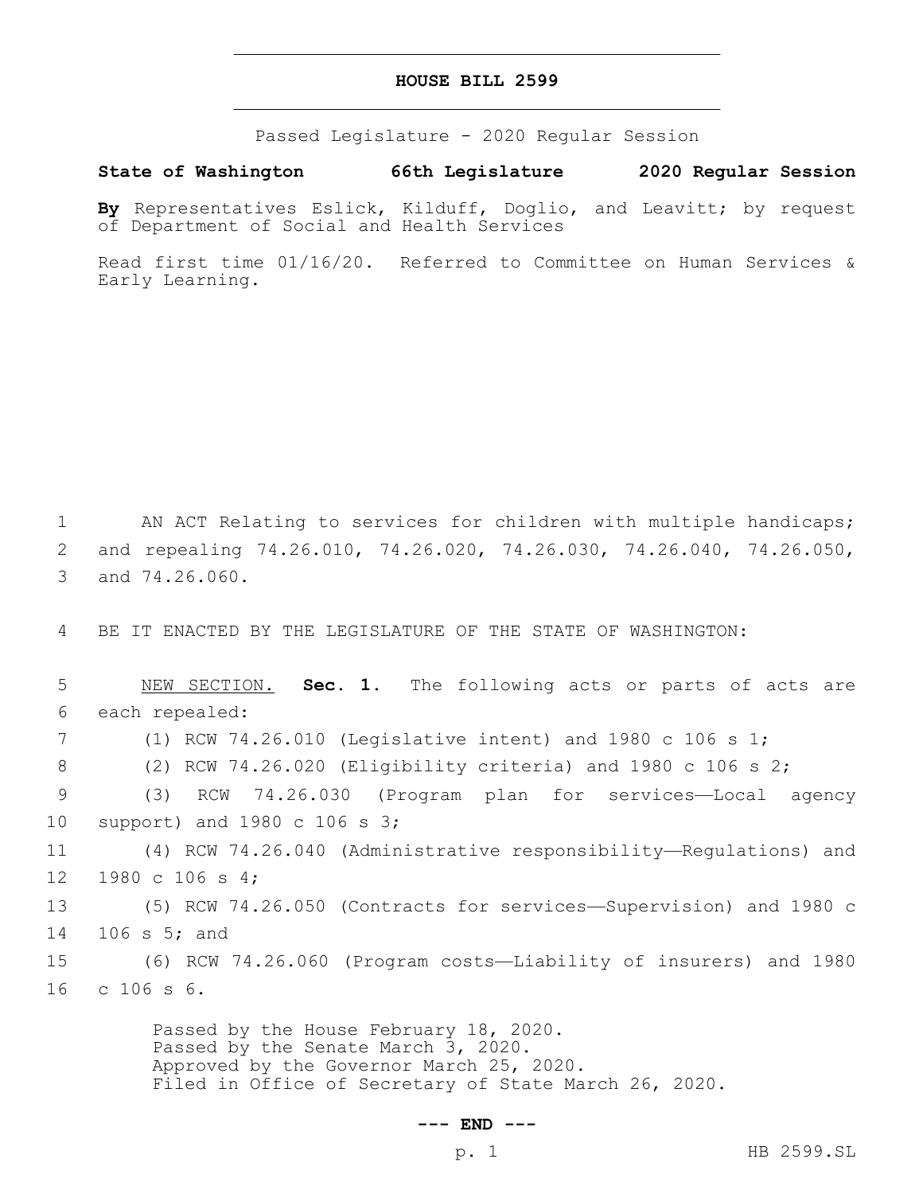# HOUSE BILL 2599

Passed Legislature - 2020 Regular Session

**State of Washington 66th Legislature 2020 Regular Session**

**By** Representatives Eslick, Kilduff, Doglio, and Leavitt; by request of Department of Social and Health Services

Read first time 01/16/20. Referred to Committee on Human Services & Early Learning.

AN ACT Relating to services for children with multiple handicaps; and repealing 74.26.010, 74.26.020, 74.26.030, 74.26.040, 74.26.050, and 74.26.060.

BE IT ENACTED BY THE LEGISLATURE OF THE STATE OF WASHINGTON:

NEW SECTION. **Sec. 1.** The following acts or parts of acts are each repealed:

(1) RCW 74.26.010 (Legislative intent) and 1980 c 106 s 1;

(2) RCW 74.26.020 (Eligibility criteria) and 1980 c 106 s 2;

(3) RCW 74.26.030 (Program plan for services—Local agency support) and 1980 c 106 s 3;

(4) RCW 74.26.040 (Administrative responsibility—Regulations) and 1980 c 106 s 4;

(5) RCW 74.26.050 (Contracts for services—Supervision) and 1980 c 106 s 5; and

(6) RCW 74.26.060 (Program costs—Liability of insurers) and 1980 c 106 s 6.

Passed by the House February 18, 2020.
Passed by the Senate March 3, 2020.
Approved by the Governor March 25, 2020.
Filed in Office of Secretary of State March 26, 2020.

**--- END ---**